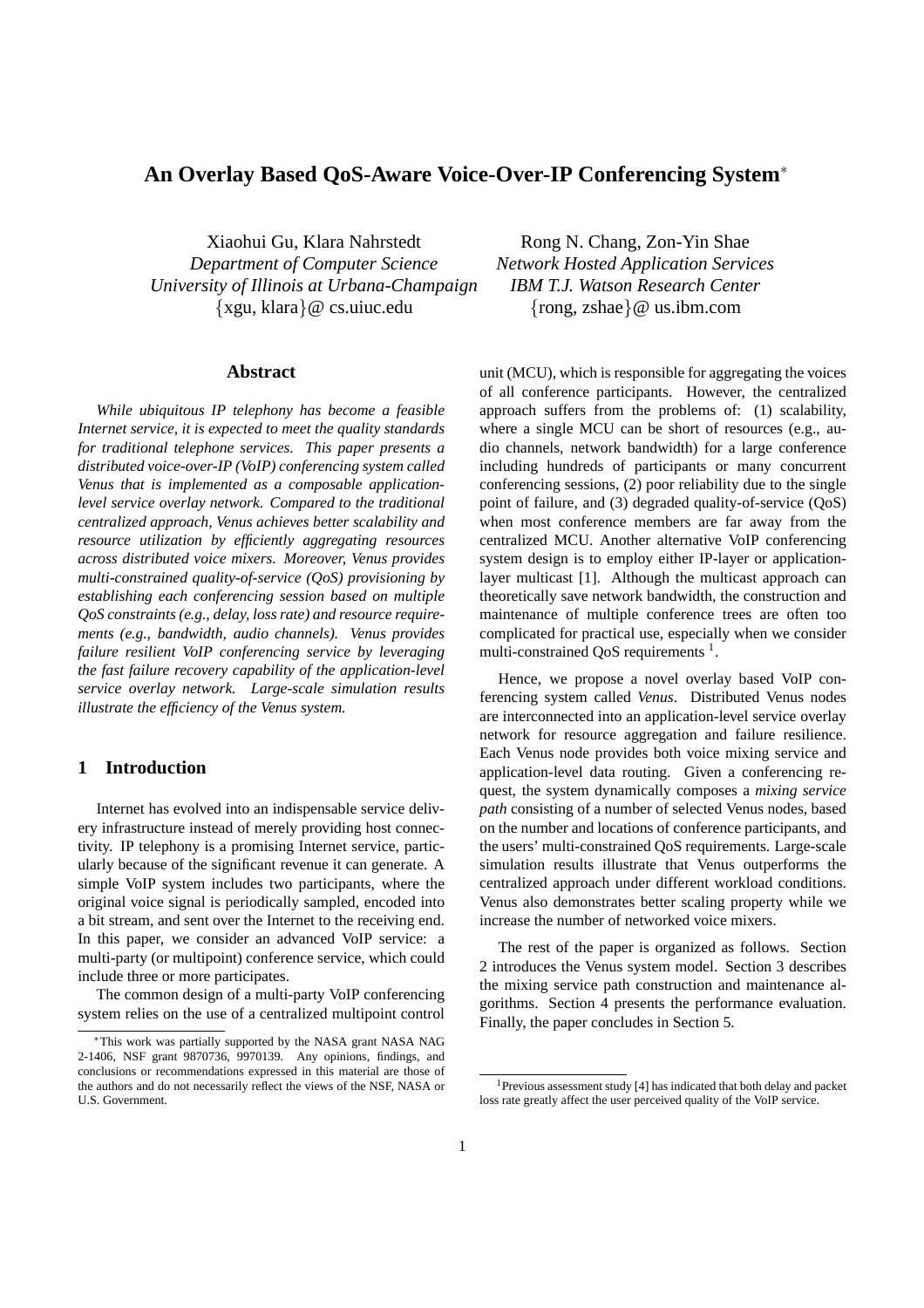# An Overlay Based QoS-Aware Voice-Over-IP Conferencing System*

Xiaohui Gu, Klara Nahrstedt
*Department of Computer Science*
*University of Illinois at Urbana-Champaign*
{xgu, klara}@ cs.uiuc.edu

Rong N. Chang, Zon-Yin Shae
*Network Hosted Application Services*
*IBM T.J. Watson Research Center*
{rong, zshae}@ us.ibm.com

## Abstract

*While ubiquitous IP telephony has become a feasible Internet service, it is expected to meet the quality standards for traditional telephone services. This paper presents a distributed voice-over-IP (VoIP) conferencing system called Venus that is implemented as a composable application-level service overlay network. Compared to the traditional centralized approach, Venus achieves better scalability and resource utilization by efficiently aggregating resources across distributed voice mixers. Moreover, Venus provides multi-constrained quality-of-service (QoS) provisioning by establishing each conferencing session based on multiple QoS constraints (e.g., delay, loss rate) and resource requirements (e.g., bandwidth, audio channels). Venus provides failure resilient VoIP conferencing service by leveraging the fast failure recovery capability of the application-level service overlay network. Large-scale simulation results illustrate the efficiency of the Venus system.*

## 1 Introduction

Internet has evolved into an indispensable service delivery infrastructure instead of merely providing host connectivity. IP telephony is a promising Internet service, particularly because of the significant revenue it can generate. A simple VoIP system includes two participants, where the original voice signal is periodically sampled, encoded into a bit stream, and sent over the Internet to the receiving end. In this paper, we consider an advanced VoIP service: a multi-party (or multipoint) conference service, which could include three or more participates.

The common design of a multi-party VoIP conferencing system relies on the use of a centralized multipoint control unit (MCU), which is responsible for aggregating the voices of all conference participants. However, the centralized approach suffers from the problems of: (1) scalability, where a single MCU can be short of resources (e.g., audio channels, network bandwidth) for a large conference including hundreds of participants or many concurrent conferencing sessions, (2) poor reliability due to the single point of failure, and (3) degraded quality-of-service (QoS) when most conference members are far away from the centralized MCU. Another alternative VoIP conferencing system design is to employ either IP-layer or application-layer multicast [1]. Although the multicast approach can theoretically save network bandwidth, the construction and maintenance of multiple conference trees are often too complicated for practical use, especially when we consider multi-constrained QoS requirements [1].

Hence, we propose a novel overlay based VoIP conferencing system called *Venus*. Distributed Venus nodes are interconnected into an application-level service overlay network for resource aggregation and failure resilience. Each Venus node provides both voice mixing service and application-level data routing. Given a conferencing request, the system dynamically composes a *mixing service path* consisting of a number of selected Venus nodes, based on the number and locations of conference participants, and the users' multi-constrained QoS requirements. Large-scale simulation results illustrate that Venus outperforms the centralized approach under different workload conditions. Venus also demonstrates better scaling property while we increase the number of networked voice mixers.

The rest of the paper is organized as follows. Section 2 introduces the Venus system model. Section 3 describes the mixing service path construction and maintenance algorithms. Section 4 presents the performance evaluation. Finally, the paper concludes in Section 5.

*This work was partially supported by the NASA grant NASA NAG 2-1406, NSF grant 9870736, 9970139. Any opinions, findings, and conclusions or recommendations expressed in this material are those of the authors and do not necessarily reflect the views of the NSF, NASA or U.S. Government.

[1] Previous assessment study [4] has indicated that both delay and packet loss rate greatly affect the user perceived quality of the VoIP service.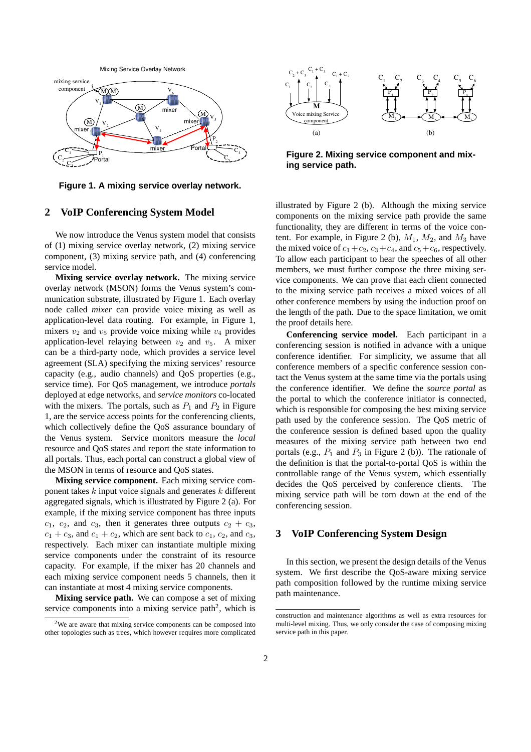Figure 1. A mixing service overlay network.

Figure 2. Mixing service component and mixing service path.

## 2 VoIP Conferencing System Model

We now introduce the Venus system model that consists of (1) mixing service overlay network, (2) mixing service component, (3) mixing service path, and (4) conferencing service model.

**Mixing service overlay network.** The mixing service overlay network (MSON) forms the Venus system's communication substrate, illustrated by Figure 1. Each overlay node called *mixer* can provide voice mixing as well as application-level data routing. For example, in Figure 1, mixers $v_2$ and $v_5$ provide voice mixing while $v_4$ provides application-level relaying between $v_2$ and $v_5$. A mixer can be a third-party node, which provides a service level agreement (SLA) specifying the mixing services' resource capacity (e.g., audio channels) and QoS properties (e.g., service time). For QoS management, we introduce *portals* deployed at edge networks, and *service monitors* co-located with the mixers. The portals, such as $P_1$ and $P_2$ in Figure 1, are the service access points for the conferencing clients, which collectively define the QoS assurance boundary of the Venus system. Service monitors measure the *local* resource and QoS states and report the state information to all portals. Thus, each portal can construct a global view of the MSON in terms of resource and QoS states.

**Mixing service component.** Each mixing service component takes $k$ input voice signals and generates $k$ different aggregated signals, which is illustrated by Figure 2 (a). For example, if the mixing service component has three inputs $c_1$, $c_2$, and $c_3$, then it generates three outputs $c_2 + c_3$, $c_1 + c_3$, and $c_1 + c_2$, which are sent back to $c_1$, $c_2$, and $c_3$, respectively. Each mixer can instantiate multiple mixing service components under the constraint of its resource capacity. For example, if the mixer has 20 channels and each mixing service component needs 5 channels, then it can instantiate at most 4 mixing service components.

**Mixing service path.** We can compose a set of mixing service components into a mixing service path[2], which is illustrated by Figure 2 (b). Although the mixing service components on the mixing service path provide the same functionality, they are different in terms of the voice content. For example, in Figure 2 (b), $M_1$, $M_2$, and $M_3$ have the mixed voice of $c_1+c_2$, $c_3+c_4$, and $c_5+c_6$, respectively. To allow each participant to hear the speeches of all other members, we must further compose the three mixing service components. We can prove that each client connected to the mixing service path receives a mixed voices of all other conference members by using the induction proof on the length of the path. Due to the space limitation, we omit the proof details here.

**Conferencing service model.** Each participant in a conferencing session is notified in advance with a unique conference identifier. For simplicity, we assume that all conference members of a specific conference session contact the Venus system at the same time via the portals using the conference identifier. We define the *source portal* as the portal to which the conference initiator is connected, which is responsible for composing the best mixing service path used by the conference session. The QoS metric of the conference session is defined based upon the quality measures of the mixing service path between two end portals (e.g., $P_1$ and $P_3$ in Figure 2 (b)). The rationale of the definition is that the portal-to-portal QoS is within the controllable range of the Venus system, which essentially decides the QoS perceived by conference clients. The mixing service path will be torn down at the end of the conferencing session.

## 3 VoIP Conferencing System Design

In this section, we present the design details of the Venus system. We first describe the QoS-aware mixing service path composition followed by the runtime mixing service path maintenance.

[2] We are aware that mixing service components can be composed into other topologies such as trees, which however requires more complicated construction and maintenance algorithms as well as extra resources for multi-level mixing. Thus, we only consider the case of composing mixing service path in this paper.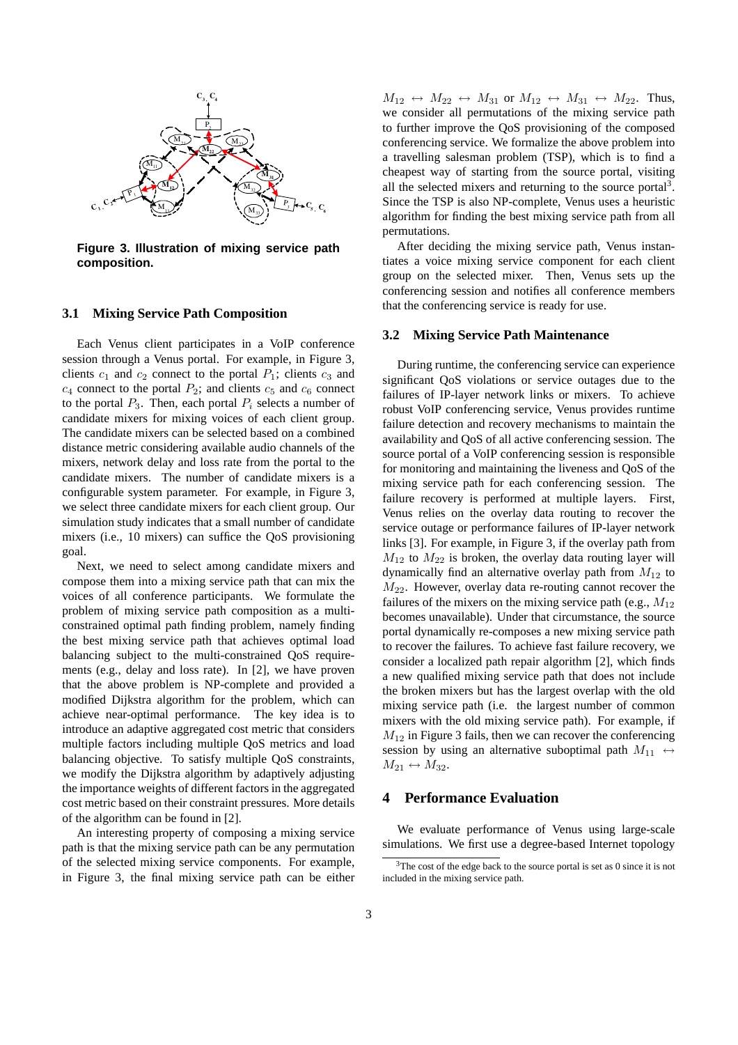Figure 3. Illustration of mixing service path composition.

### 3.1 Mixing Service Path Composition

Each Venus client participates in a VoIP conference session through a Venus portal. For example, in Figure 3, clients $c_1$ and $c_2$ connect to the portal $P_1$; clients $c_3$ and $c_4$ connect to the portal $P_2$; and clients $c_5$ and $c_6$ connect to the portal $P_3$. Then, each portal $P_i$ selects a number of candidate mixers for mixing voices of each client group. The candidate mixers can be selected based on a combined distance metric considering available audio channels of the mixers, network delay and loss rate from the portal to the candidate mixers. The number of candidate mixers is a configurable system parameter. For example, in Figure 3, we select three candidate mixers for each client group. Our simulation study indicates that a small number of candidate mixers (i.e., 10 mixers) can suffice the QoS provisioning goal.

Next, we need to select among candidate mixers and compose them into a mixing service path that can mix the voices of all conference participants. We formulate the problem of mixing service path composition as a multi-constrained optimal path finding problem, namely finding the best mixing service path that achieves optimal load balancing subject to the multi-constrained QoS requirements (e.g., delay and loss rate). In [2], we have proven that the above problem is NP-complete and provided a modified Dijkstra algorithm for the problem, which can achieve near-optimal performance. The key idea is to introduce an adaptive aggregated cost metric that considers multiple factors including multiple QoS metrics and load balancing objective. To satisfy multiple QoS constraints, we modify the Dijkstra algorithm by adaptively adjusting the importance weights of different factors in the aggregated cost metric based on their constraint pressures. More details of the algorithm can be found in [2].

An interesting property of composing a mixing service path is that the mixing service path can be any permutation of the selected mixing service components. For example, in Figure 3, the final mixing service path can be either $M_{12} \leftrightarrow M_{22} \leftrightarrow M_{31}$ or $M_{12} \leftrightarrow M_{31} \leftrightarrow M_{22}$. Thus, we consider all permutations of the mixing service path to further improve the QoS provisioning of the composed conferencing service. We formalize the above problem into a travelling salesman problem (TSP), which is to find a cheapest way of starting from the source portal, visiting all the selected mixers and returning to the source portal[3]. Since the TSP is also NP-complete, Venus uses a heuristic algorithm for finding the best mixing service path from all permutations.

After deciding the mixing service path, Venus instantiates a voice mixing service component for each client group on the selected mixer. Then, Venus sets up the conferencing session and notifies all conference members that the conferencing service is ready for use.

### 3.2 Mixing Service Path Maintenance

During runtime, the conferencing service can experience significant QoS violations or service outages due to the failures of IP-layer network links or mixers. To achieve robust VoIP conferencing service, Venus provides runtime failure detection and recovery mechanisms to maintain the availability and QoS of all active conferencing session. The source portal of a VoIP conferencing session is responsible for monitoring and maintaining the liveness and QoS of the mixing service path for each conferencing session. The failure recovery is performed at multiple layers. First, Venus relies on the overlay data routing to recover the service outage or performance failures of IP-layer network links [3]. For example, in Figure 3, if the overlay path from $M_{12}$ to $M_{22}$ is broken, the overlay data routing layer will dynamically find an alternative overlay path from $M_{12}$ to $M_{22}$. However, overlay data re-routing cannot recover the failures of the mixers on the mixing service path (e.g., $M_{12}$ becomes unavailable). Under that circumstance, the source portal dynamically re-composes a new mixing service path to recover the failures. To achieve fast failure recovery, we consider a localized path repair algorithm [2], which finds a new qualified mixing service path that does not include the broken mixers but has the largest overlap with the old mixing service path (i.e. the largest number of common mixers with the old mixing service path). For example, if $M_{12}$ in Figure 3 fails, then we can recover the conferencing session by using an alternative suboptimal path $M_{11} \leftrightarrow M_{21} \leftrightarrow M_{32}$.

## 4 Performance Evaluation

We evaluate performance of Venus using large-scale simulations. We first use a degree-based Internet topology

[3]The cost of the edge back to the source portal is set as 0 since it is not included in the mixing service path.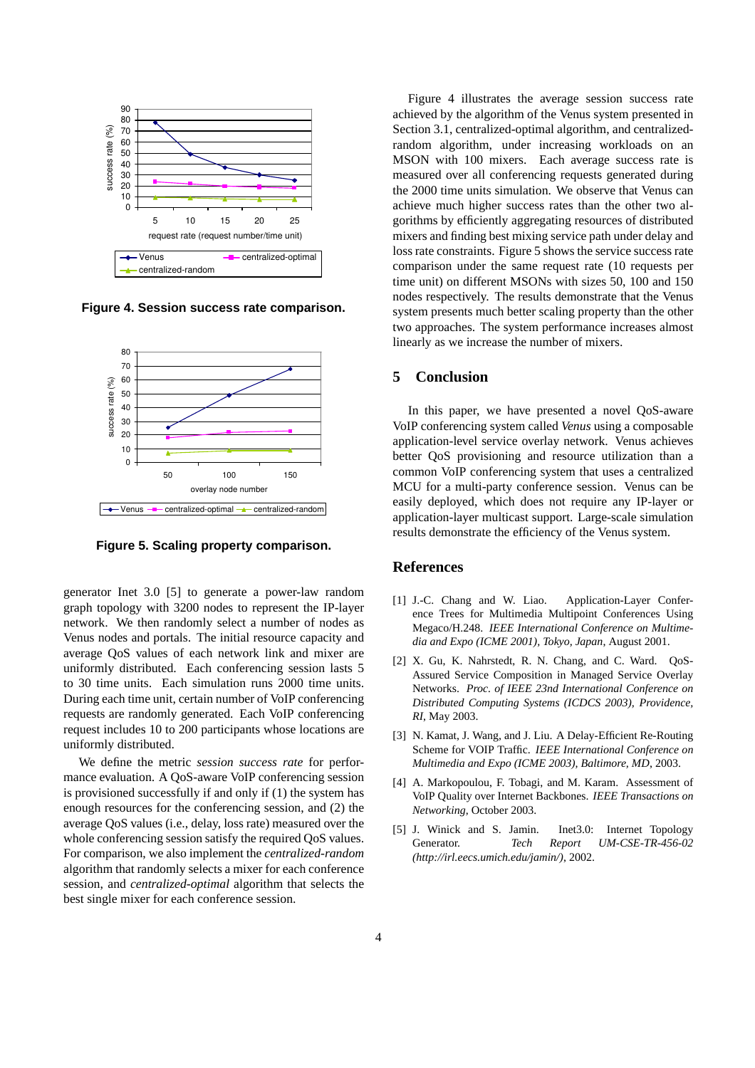90
80
70
60
50
40
30
20
10
0

success rate (%)

5 10 15 20 25

request rate (request number/time unit)

Venus centralized-optimal centralized-random

**Figure 4. Session success rate comparison.**

80
70
60
50
40
30
20
10
0

success rate (%)

50 100 150

overlay node number

Venus centralized-optimal centralized-random

**Figure 5. Scaling property comparison.**

generator Inet 3.0 [5] to generate a power-law random graph topology with 3200 nodes to represent the IP-layer network. We then randomly select a number of nodes as Venus nodes and portals. The initial resource capacity and average QoS values of each network link and mixer are uniformly distributed. Each conferencing session lasts 5 to 30 time units. Each simulation runs 2000 time units. During each time unit, certain number of VoIP conferencing requests are randomly generated. Each VoIP conferencing request includes 10 to 200 participants whose locations are uniformly distributed.

We define the metric *session success rate* for performance evaluation. A QoS-aware VoIP conferencing session is provisioned successfully if and only if (1) the system has enough resources for the conferencing session, and (2) the average QoS values (i.e., delay, loss rate) measured over the whole conferencing session satisfy the required QoS values. For comparison, we also implement the *centralized-random* algorithm that randomly selects a mixer for each conference session, and *centralized-optimal* algorithm that selects the best single mixer for each conference session.

Figure 4 illustrates the average session success rate achieved by the algorithm of the Venus system presented in Section 3.1, centralized-optimal algorithm, and centralized-random algorithm, under increasing workloads on an MSON with 100 mixers. Each average success rate is measured over all conferencing requests generated during the 2000 time units simulation. We observe that Venus can achieve much higher success rates than the other two algorithms by efficiently aggregating resources of distributed mixers and finding best mixing service path under delay and loss rate constraints. Figure 5 shows the service success rate comparison under the same request rate (10 requests per time unit) on different MSONs with size 50, 100 and 150 nodes respectively. The results demonstrate that the Venus system presents much better scaling property than the other two approaches. The system performance increases almost linearly as we increase the number of mixers.

## 5 Conclusion

In this paper, we have presented a novel QoS-aware VoIP conferencing system called *Venus* using a composable application-level service overlay network. Venus achieves better QoS provisioning and resource utilization than a common VoIP conferencing system that uses a centralized MCU for a multi-party conference session. Venus can be easily deployed, which does not require any IP-layer or application-layer multicast support. Large-scale simulation results demonstrate the efficiency of the Venus system.

## References

[1] J.-C. Chang and W. Liao. Application-Layer Conference Trees for Multimedia Multipoint Conferences Using Megaco/H.248. *IEEE International Conference on Multimedia and Expo (ICME 2001), Tokyo, Japan*, August 2001.

[2] X. Gu, K. Nahrstedt, R. N. Chang, and C. Ward. QoS-Assured Service Composition in Managed Service Overlay Networks. *Proc. of IEEE 23nd International Conference on Distributed Computing Systems (ICDCS 2003), Providence, RI*, May 2003.

[3] N. Kamat, J. Wang, and J. Liu. A Delay-Efficient Re-Routing Scheme for VOIP Traffic. *IEEE International Conference on Multimedia and Expo (ICME 2003), Baltimore, MD*, 2003.

[4] A. Markopoulou, F. Tobagi, and M. Karam. Assessment of VoIP Quality over Internet Backbones. *IEEE Transactions on Networking*, October 2003.

[5] J. Winick and S. Jamin. Inet3.0: Internet Topology Generator. *Tech Report UM-CSE-TR-456-02 (http://irl.eecs.umich.edu/jamin/)*, 2002.